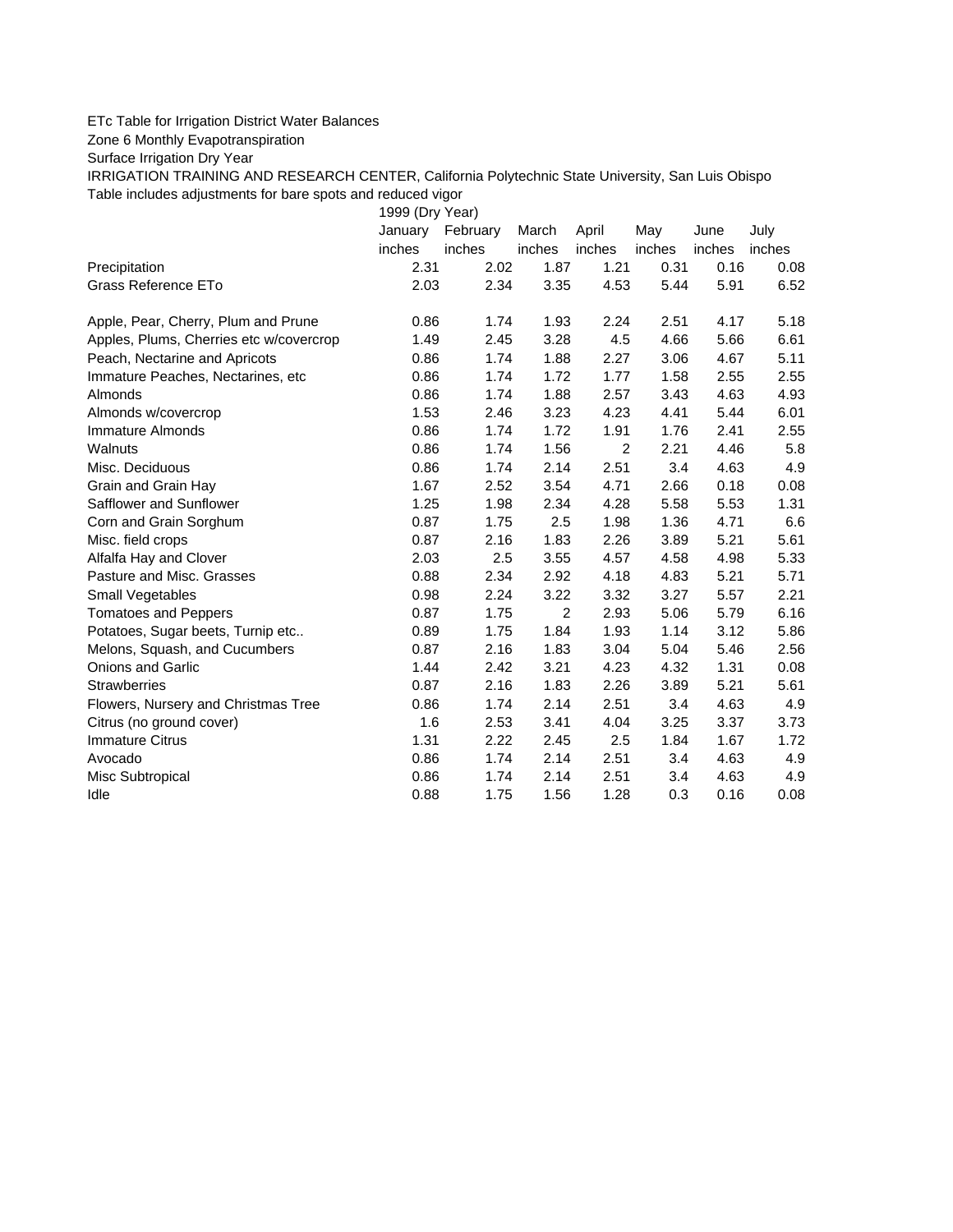ETc Table for Irrigation District Water Balances

Zone 6 Monthly Evapotranspiration

Surface Irrigation Dry Year

IRRIGATION TRAINING AND RESEARCH CENTER, California Polytechnic State University, San Luis Obispo

Table includes adjustments for bare spots and reduced vigor

| | 1999 (Dry Year) | | | | | | |
|---|---|---|---|---|---|---|---|
| | January | February | March | April | May | June | July |
| | inches | inches | inches | inches | inches | inches | inches |
| Precipitation | 2.31 | 2.02 | 1.87 | 1.21 | 0.31 | 0.16 | 0.08 |
| Grass Reference ETo | 2.03 | 2.34 | 3.35 | 4.53 | 5.44 | 5.91 | 6.52 |
| | | | | | | | |
| Apple, Pear, Cherry, Plum and Prune | 0.86 | 1.74 | 1.93 | 2.24 | 2.51 | 4.17 | 5.18 |
| Apples, Plums, Cherries etc w/covercrop | 1.49 | 2.45 | 3.28 | 4.5 | 4.66 | 5.66 | 6.61 |
| Peach, Nectarine and Apricots | 0.86 | 1.74 | 1.88 | 2.27 | 3.06 | 4.67 | 5.11 |
| Immature Peaches, Nectarines, etc | 0.86 | 1.74 | 1.72 | 1.77 | 1.58 | 2.55 | 2.55 |
| Almonds | 0.86 | 1.74 | 1.88 | 2.57 | 3.43 | 4.63 | 4.93 |
| Almonds w/covercrop | 1.53 | 2.46 | 3.23 | 4.23 | 4.41 | 5.44 | 6.01 |
| Immature Almonds | 0.86 | 1.74 | 1.72 | 1.91 | 1.76 | 2.41 | 2.55 |
| Walnuts | 0.86 | 1.74 | 1.56 | 2 | 2.21 | 4.46 | 5.8 |
| Misc. Deciduous | 0.86 | 1.74 | 2.14 | 2.51 | 3.4 | 4.63 | 4.9 |
| Grain and Grain Hay | 1.67 | 2.52 | 3.54 | 4.71 | 2.66 | 0.18 | 0.08 |
| Safflower and Sunflower | 1.25 | 1.98 | 2.34 | 4.28 | 5.58 | 5.53 | 1.31 |
| Corn and Grain Sorghum | 0.87 | 1.75 | 2.5 | 1.98 | 1.36 | 4.71 | 6.6 |
| Misc. field crops | 0.87 | 2.16 | 1.83 | 2.26 | 3.89 | 5.21 | 5.61 |
| Alfalfa Hay and Clover | 2.03 | 2.5 | 3.55 | 4.57 | 4.58 | 4.98 | 5.33 |
| Pasture and Misc. Grasses | 0.88 | 2.34 | 2.92 | 4.18 | 4.83 | 5.21 | 5.71 |
| Small Vegetables | 0.98 | 2.24 | 3.22 | 3.32 | 3.27 | 5.57 | 2.21 |
| Tomatoes and Peppers | 0.87 | 1.75 | 2 | 2.93 | 5.06 | 5.79 | 6.16 |
| Potatoes, Sugar beets, Turnip etc.. | 0.89 | 1.75 | 1.84 | 1.93 | 1.14 | 3.12 | 5.86 |
| Melons, Squash, and Cucumbers | 0.87 | 2.16 | 1.83 | 3.04 | 5.04 | 5.46 | 2.56 |
| Onions and Garlic | 1.44 | 2.42 | 3.21 | 4.23 | 4.32 | 1.31 | 0.08 |
| Strawberries | 0.87 | 2.16 | 1.83 | 2.26 | 3.89 | 5.21 | 5.61 |
| Flowers, Nursery and Christmas Tree | 0.86 | 1.74 | 2.14 | 2.51 | 3.4 | 4.63 | 4.9 |
| Citrus (no ground cover) | 1.6 | 2.53 | 3.41 | 4.04 | 3.25 | 3.37 | 3.73 |
| Immature Citrus | 1.31 | 2.22 | 2.45 | 2.5 | 1.84 | 1.67 | 1.72 |
| Avocado | 0.86 | 1.74 | 2.14 | 2.51 | 3.4 | 4.63 | 4.9 |
| Misc Subtropical | 0.86 | 1.74 | 2.14 | 2.51 | 3.4 | 4.63 | 4.9 |
| Idle | 0.88 | 1.75 | 1.56 | 1.28 | 0.3 | 0.16 | 0.08 |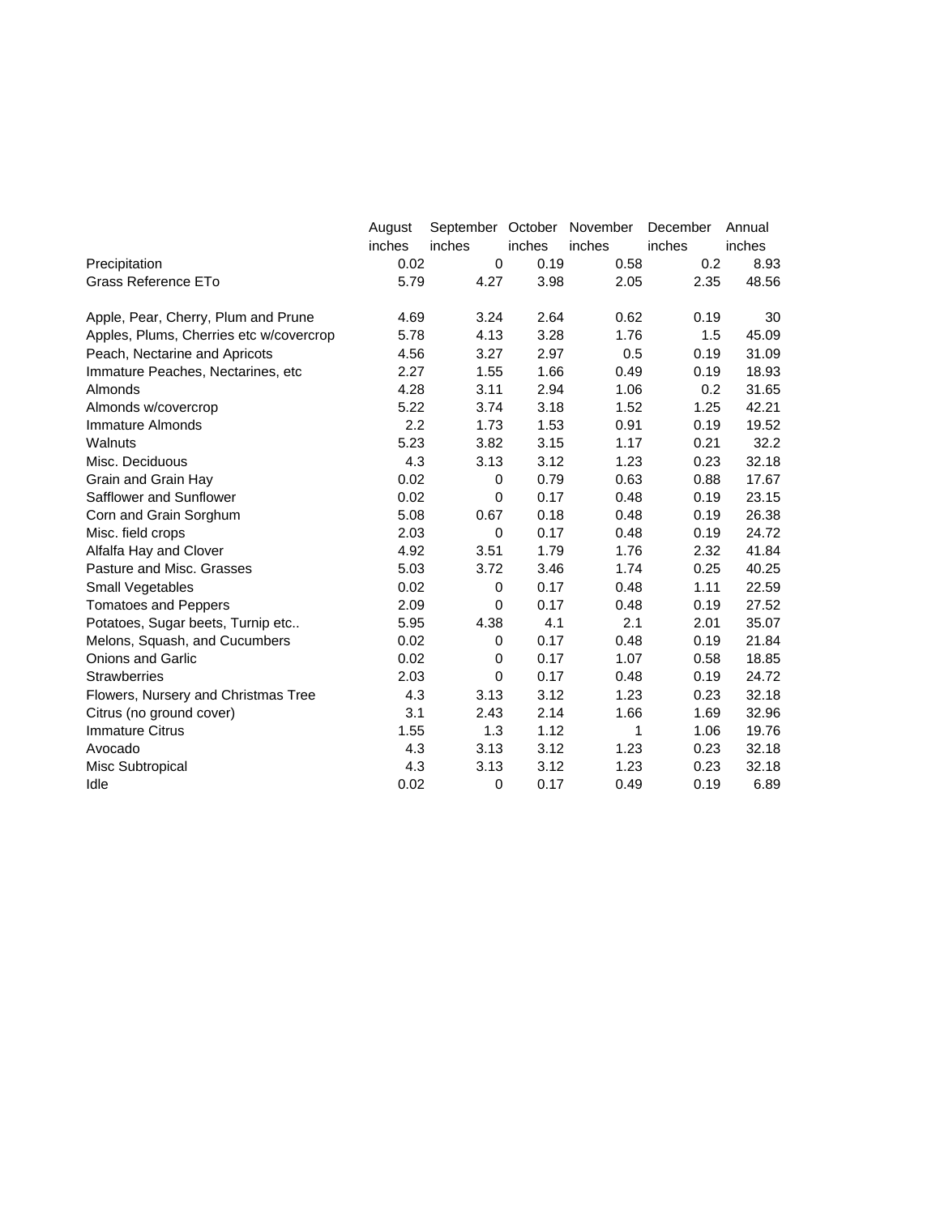| | August inches | September inches | October inches | November inches | December inches | Annual inches |
|---|---|---|---|---|---|---|
| Precipitation | 0.02 | 0 | 0.19 | 0.58 | 0.2 | 8.93 |
| Grass Reference ETo | 5.79 | 4.27 | 3.98 | 2.05 | 2.35 | 48.56 |
| | | | | | | |
| Apple, Pear, Cherry, Plum and Prune | 4.69 | 3.24 | 2.64 | 0.62 | 0.19 | 30 |
| Apples, Plums, Cherries etc w/covercrop | 5.78 | 4.13 | 3.28 | 1.76 | 1.5 | 45.09 |
| Peach, Nectarine and Apricots | 4.56 | 3.27 | 2.97 | 0.5 | 0.19 | 31.09 |
| Immature Peaches, Nectarines, etc | 2.27 | 1.55 | 1.66 | 0.49 | 0.19 | 18.93 |
| Almonds | 4.28 | 3.11 | 2.94 | 1.06 | 0.2 | 31.65 |
| Almonds w/covercrop | 5.22 | 3.74 | 3.18 | 1.52 | 1.25 | 42.21 |
| Immature Almonds | 2.2 | 1.73 | 1.53 | 0.91 | 0.19 | 19.52 |
| Walnuts | 5.23 | 3.82 | 3.15 | 1.17 | 0.21 | 32.2 |
| Misc. Deciduous | 4.3 | 3.13 | 3.12 | 1.23 | 0.23 | 32.18 |
| Grain and Grain Hay | 0.02 | 0 | 0.79 | 0.63 | 0.88 | 17.67 |
| Safflower and Sunflower | 0.02 | 0 | 0.17 | 0.48 | 0.19 | 23.15 |
| Corn and Grain Sorghum | 5.08 | 0.67 | 0.18 | 0.48 | 0.19 | 26.38 |
| Misc. field crops | 2.03 | 0 | 0.17 | 0.48 | 0.19 | 24.72 |
| Alfalfa Hay and Clover | 4.92 | 3.51 | 1.79 | 1.76 | 2.32 | 41.84 |
| Pasture and Misc. Grasses | 5.03 | 3.72 | 3.46 | 1.74 | 0.25 | 40.25 |
| Small Vegetables | 0.02 | 0 | 0.17 | 0.48 | 1.11 | 22.59 |
| Tomatoes and Peppers | 2.09 | 0 | 0.17 | 0.48 | 0.19 | 27.52 |
| Potatoes, Sugar beets, Turnip etc.. | 5.95 | 4.38 | 4.1 | 2.1 | 2.01 | 35.07 |
| Melons, Squash, and Cucumbers | 0.02 | 0 | 0.17 | 0.48 | 0.19 | 21.84 |
| Onions and Garlic | 0.02 | 0 | 0.17 | 1.07 | 0.58 | 18.85 |
| Strawberries | 2.03 | 0 | 0.17 | 0.48 | 0.19 | 24.72 |
| Flowers, Nursery and Christmas Tree | 4.3 | 3.13 | 3.12 | 1.23 | 0.23 | 32.18 |
| Citrus (no ground cover) | 3.1 | 2.43 | 2.14 | 1.66 | 1.69 | 32.96 |
| Immature Citrus | 1.55 | 1.3 | 1.12 | 1 | 1.06 | 19.76 |
| Avocado | 4.3 | 3.13 | 3.12 | 1.23 | 0.23 | 32.18 |
| Misc Subtropical | 4.3 | 3.13 | 3.12 | 1.23 | 0.23 | 32.18 |
| Idle | 0.02 | 0 | 0.17 | 0.49 | 0.19 | 6.89 |